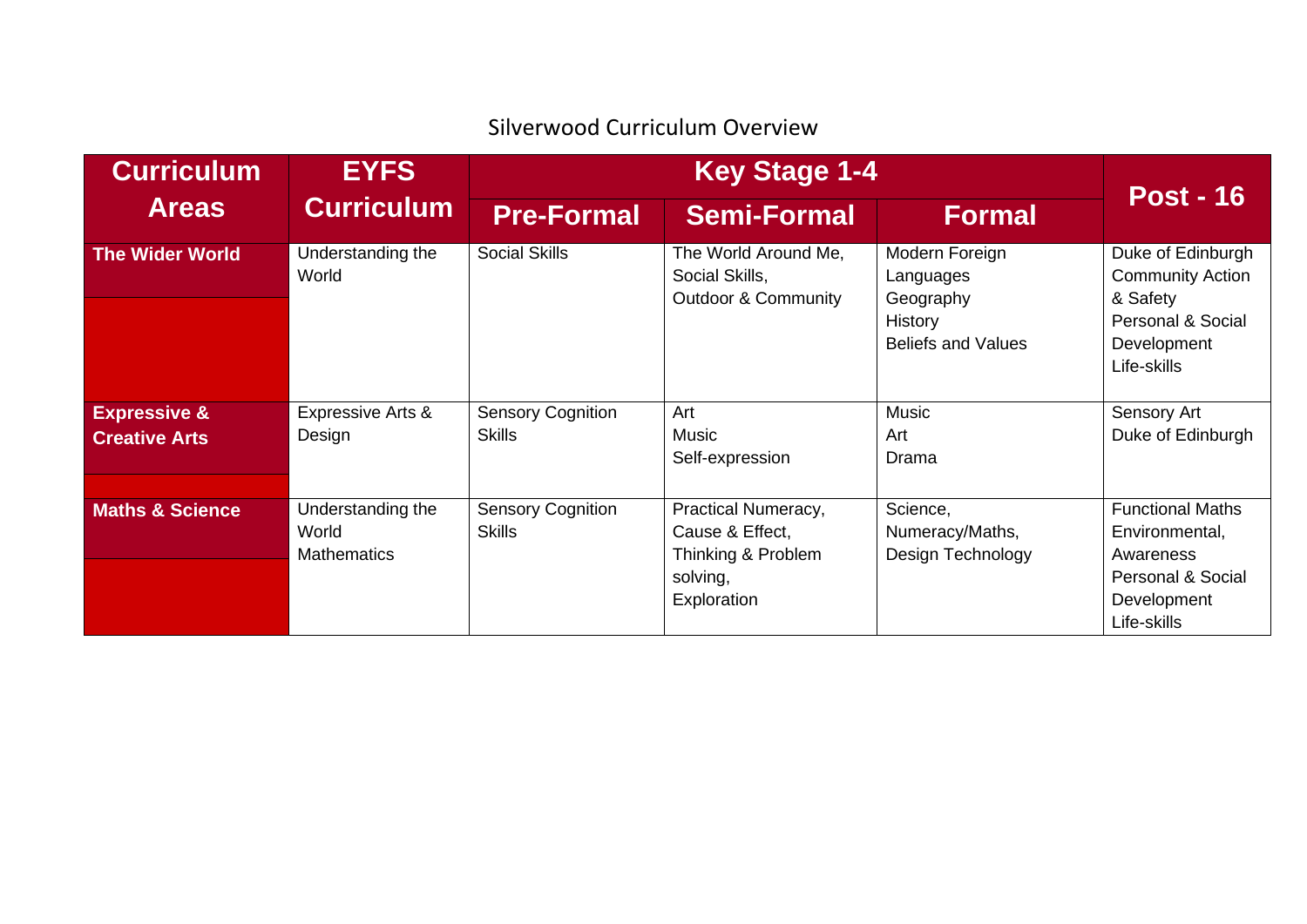# Silverwood Curriculum Overview

| Curriculum Areas | EYFS Curriculum | Key Stage 1-4 | | | Post - 16 |
|---|---|---|---|---|---|
| | | Pre-Formal | Semi-Formal | Formal | |
| **The Wider World** | Understanding the World | Social Skills | The World Around Me, Social Skills, Outdoor & Community | Modern Foreign Languages<br>Geography<br>History<br>Beliefs and Values | Duke of Edinburgh<br>Community Action & Safety<br>Personal & Social Development<br>Life-skills |
| **Expressive & Creative Arts** | Expressive Arts & Design | Sensory Cognition Skills | Art<br>Music<br>Self-expression | Music<br>Art<br>Drama | Sensory Art<br>Duke of Edinburgh |
| **Maths & Science** | Understanding the World<br>Mathematics | Sensory Cognition Skills | Practical Numeracy,<br>Cause & Effect,<br>Thinking & Problem solving,<br>Exploration | Science,<br>Numeracy/Maths,<br>Design Technology | Functional Maths<br>Environmental, Awareness<br>Personal & Social Development<br>Life-skills |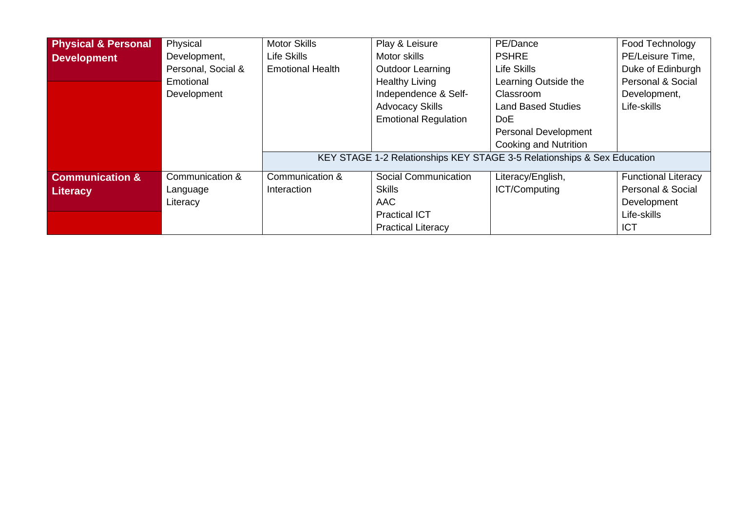| | | | | | |
|---|---|---|---|---|---|
| **Physical & Personal Development** | Physical Development, Personal, Social & Emotional Development | Motor Skills<br>Life Skills<br>Emotional Health | Play & Leisure<br>Motor skills<br>Outdoor Learning<br>Healthy Living<br>Independence & Self-Advocacy Skills<br>Emotional Regulation | PE/Dance<br>PSHRE<br>Life Skills<br>Learning Outside the Classroom<br>Land Based Studies<br>DoE<br>Personal Development<br>Cooking and Nutrition | Food Technology<br>PE/Leisure Time,<br>Duke of Edinburgh<br>Personal & Social Development,<br>Life-skills |
| | | KEY STAGE 1-2 Relationships KEY STAGE 3-5 Relationships & Sex Education | | | |
| **Communication & Literacy** | Communication & Language<br>Literacy | Communication & Interaction | Social Communication Skills<br>AAC<br>Practical ICT<br>Practical Literacy | Literacy/English,<br>ICT/Computing | Functional Literacy<br>Personal & Social Development<br>Life-skills<br>ICT |